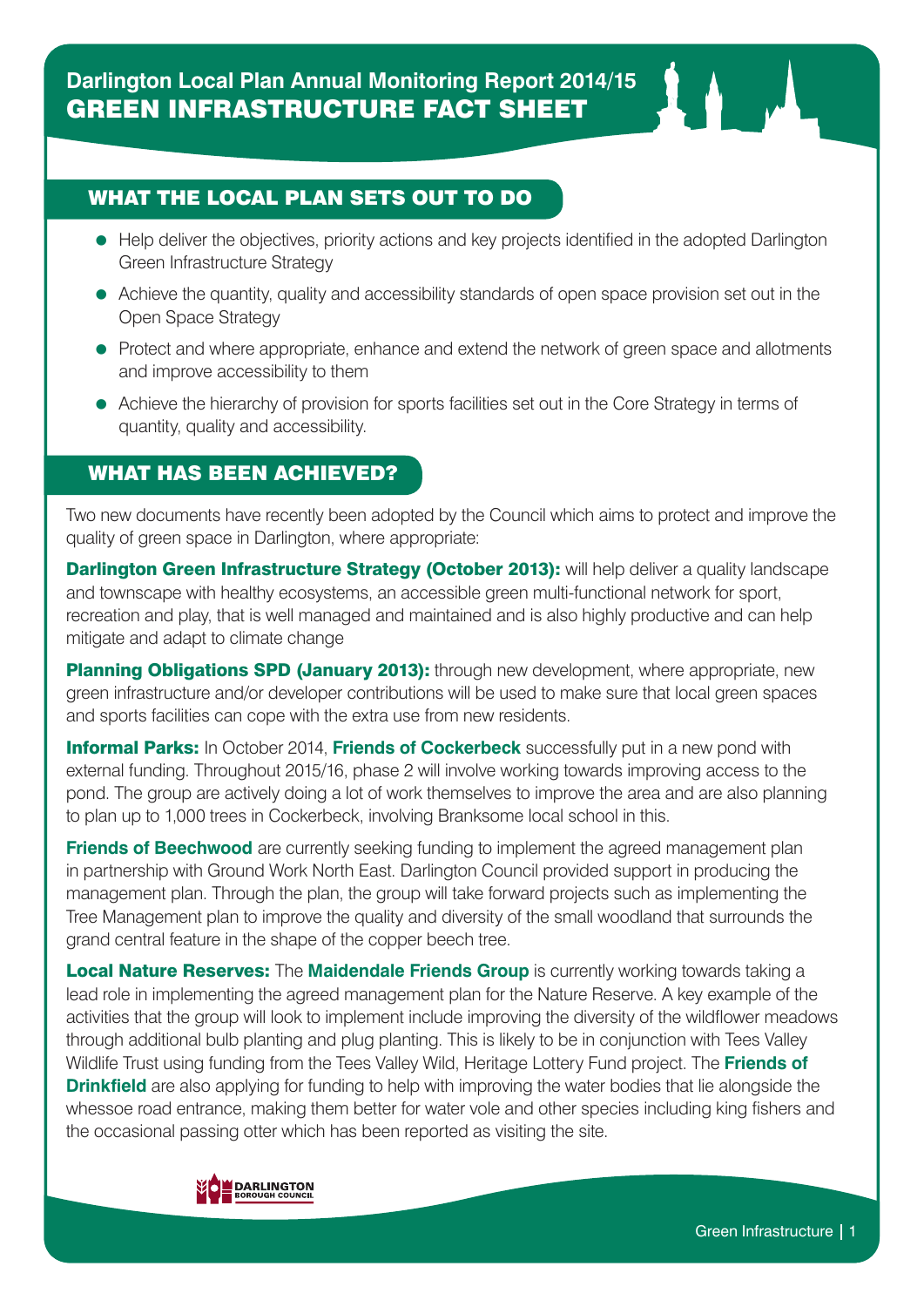# Darlington Local Plan Annual Monitoring Report 2014/15

# GREEN INFRASTRUCTURE FACT SHEET

## WHAT THE LOCAL PLAN SETS OUT TO DO

- Help deliver the objectives, priority actions and key projects identified in the adopted Darlington Green Infrastructure Strategy
- Achieve the quantity, quality and accessibility standards of open space provision set out in the Open Space Strategy
- Protect and where appropriate, enhance and extend the network of green space and allotments and improve accessibility to them
- Achieve the hierarchy of provision for sports facilities set out in the Core Strategy in terms of quantity, quality and accessibility.

## WHAT HAS BEEN ACHIEVED?

Two new documents have recently been adopted by the Council which aims to protect and improve the quality of green space in Darlington, where appropriate:

**Darlington Green Infrastructure Strategy (October 2013):** will help deliver a quality landscape and townscape with healthy ecosystems, an accessible green multi-functional network for sport, recreation and play, that is well managed and maintained and is also highly productive and can help mitigate and adapt to climate change

**Planning Obligations SPD (January 2013):** through new development, where appropriate, new green infrastructure and/or developer contributions will be used to make sure that local green spaces and sports facilities can cope with the extra use from new residents.

**Informal Parks:** In October 2014, **Friends of Cockerbeck** successfully put in a new pond with external funding. Throughout 2015/16, phase 2 will involve working towards improving access to the pond. The group are actively doing a lot of work themselves to improve the area and are also planning to plan up to 1,000 trees in Cockerbeck, involving Branksome local school in this.

**Friends of Beechwood** are currently seeking funding to implement the agreed management plan in partnership with Ground Work North East. Darlington Council provided support in producing the management plan. Through the plan, the group will take forward projects such as implementing the Tree Management plan to improve the quality and diversity of the small woodland that surrounds the grand central feature in the shape of the copper beech tree.

**Local Nature Reserves:** The **Maidendale Friends Group** is currently working towards taking a lead role in implementing the agreed management plan for the Nature Reserve. A key example of the activities that the group will look to implement include improving the diversity of the wildflower meadows through additional bulb planting and plug planting. This is likely to be in conjunction with Tees Valley Wildlife Trust using funding from the Tees Valley Wild, Heritage Lottery Fund project. The **Friends of Drinkfield** are also applying for funding to help with improving the water bodies that lie alongside the whessoe road entrance, making them better for water vole and other species including king fishers and the occasional passing otter which has been reported as visiting the site.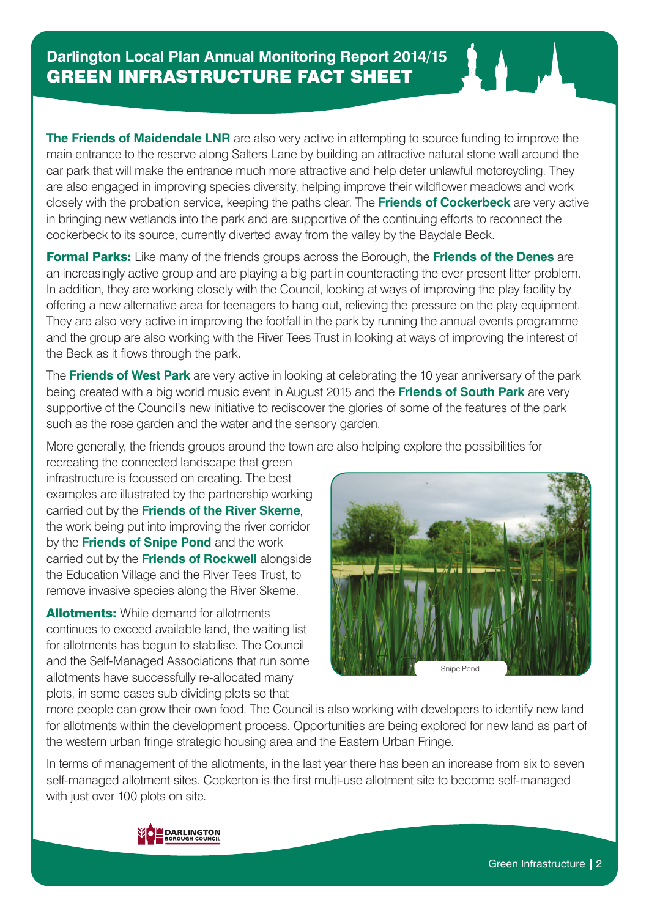**The Friends of Maidendale LNR** are also very active in attempting to source funding to improve the main entrance to the reserve along Salters Lane by building an attractive natural stone wall around the car park that will make the entrance much more attractive and help deter unlawful motorcycling. They are also engaged in improving species diversity, helping improve their wildflower meadows and work closely with the probation service, keeping the paths clear. The **Friends of Cockerbeck** are very active in bringing new wetlands into the park and are supportive of the continuing efforts to reconnect the cockerbeck to its source, currently diverted away from the valley by the Baydale Beck.

**Formal Parks:** Like many of the friends groups across the Borough, the **Friends of the Denes** are an increasingly active group and are playing a big part in counteracting the ever present litter problem. In addition, they are working closely with the Council, looking at ways of improving the play facility by offering a new alternative area for teenagers to hang out, relieving the pressure on the play equipment. They are also very active in improving the footfall in the park by running the annual events programme and the group are also working with the River Tees Trust in looking at ways of improving the interest of the Beck as it flows through the park.

The **Friends of West Park** are very active in looking at celebrating the 10 year anniversary of the park being created with a big world music event in August 2015 and the **Friends of South Park** are very supportive of the Council's new initiative to rediscover the glories of some of the features of the park such as the rose garden and the water and the sensory garden.

More generally, the friends groups around the town are also helping explore the possibilities for recreating the connected landscape that green infrastructure is focussed on creating. The best examples are illustrated by the partnership working carried out by the **Friends of the River Skerne**, the work being put into improving the river corridor by the **Friends of Snipe Pond** and the work carried out by the **Friends of Rockwell** alongside the Education Village and the River Tees Trust, to remove invasive species along the River Skerne.

Snipe Pond

**Allotments:** While demand for allotments continues to exceed available land, the waiting list for allotments has begun to stabilise. The Council and the Self-Managed Associations that run some allotments have successfully re-allocated many plots, in some cases sub dividing plots so that more people can grow their own food. The Council is also working with developers to identify new land for allotments within the development process. Opportunities are being explored for new land as part of the western urban fringe strategic housing area and the Eastern Urban Fringe.

In terms of management of the allotments, in the last year there has been an increase from six to seven self-managed allotment sites. Cockerton is the first multi-use allotment site to become self-managed with just over 100 plots on site.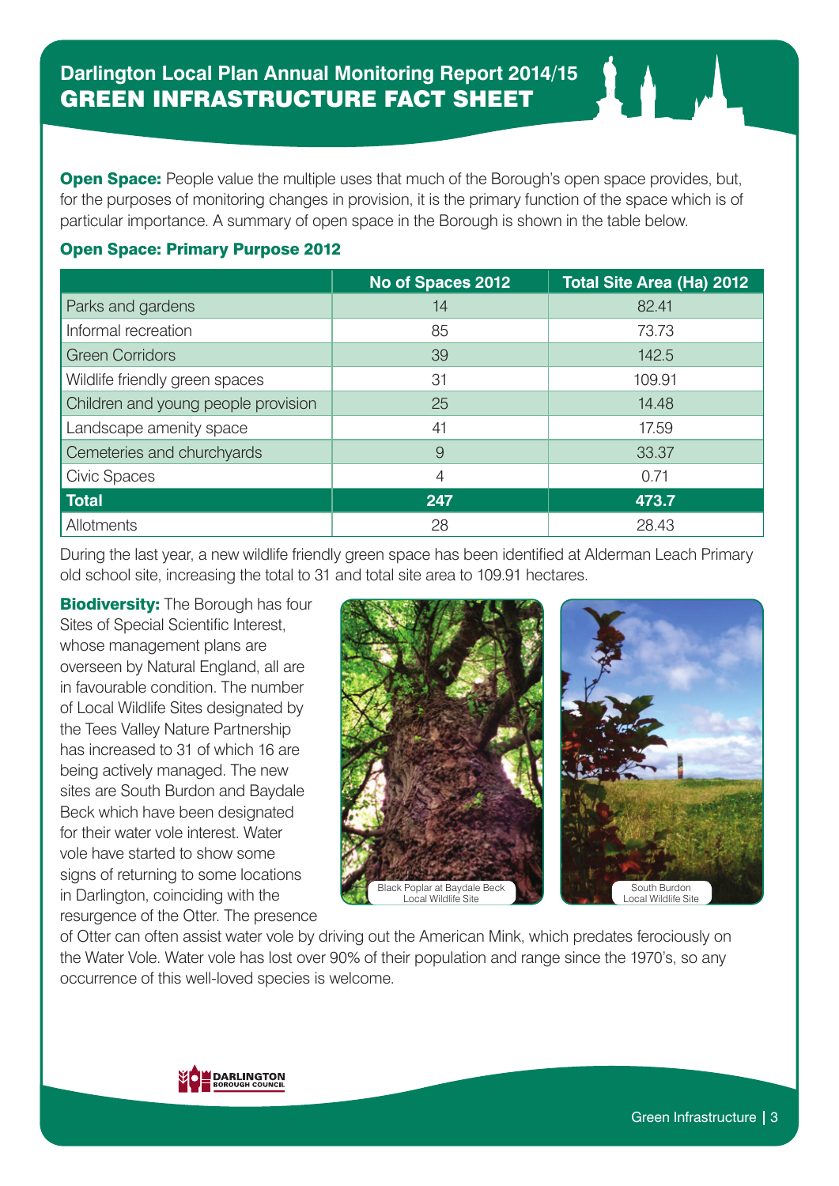# Darlington Local Plan Annual Monitoring Report 2014/15
## GREEN INFRASTRUCTURE FACT SHEET

**Open Space:** People value the multiple uses that much of the Borough's open space provides, but, for the purposes of monitoring changes in provision, it is the primary function of the space which is of particular importance. A summary of open space in the Borough is shown in the table below.

### Open Space: Primary Purpose 2012

| | No of Spaces 2012 | Total Site Area (Ha) 2012 |
|---|---|---|
| Parks and gardens | 14 | 82.41 |
| Informal recreation | 85 | 73.73 |
| Green Corridors | 39 | 142.5 |
| Wildlife friendly green spaces | 31 | 109.91 |
| Children and young people provision | 25 | 14.48 |
| Landscape amenity space | 41 | 17.59 |
| Cemeteries and churchyards | 9 | 33.37 |
| Civic Spaces | 4 | 0.71 |
| **Total** | **247** | **473.7** |
| Allotments | 28 | 28.43 |

During the last year, a new wildlife friendly green space has been identified at Alderman Leach Primary old school site, increasing the total to 31 and total site area to 109.91 hectares.

**Biodiversity:** The Borough has four Sites of Special Scientific Interest, whose management plans are overseen by Natural England, all are in favourable condition. The number of Local Wildlife Sites designated by the Tees Valley Nature Partnership has increased to 31 of which 16 are being actively managed. The new sites are South Burdon and Baydale Beck which have been designated for their water vole interest. Water vole have started to show some signs of returning to some locations in Darlington, coinciding with the resurgence of the Otter. The presence of Otter can often assist water vole by driving out the American Mink, which predates ferociously on the Water Vole. Water vole has lost over 90% of their population and range since the 1970's, so any occurrence of this well-loved species is welcome.

Black Poplar at Baydale Beck Local Wildlife Site

South Burdon Local Wildlife Site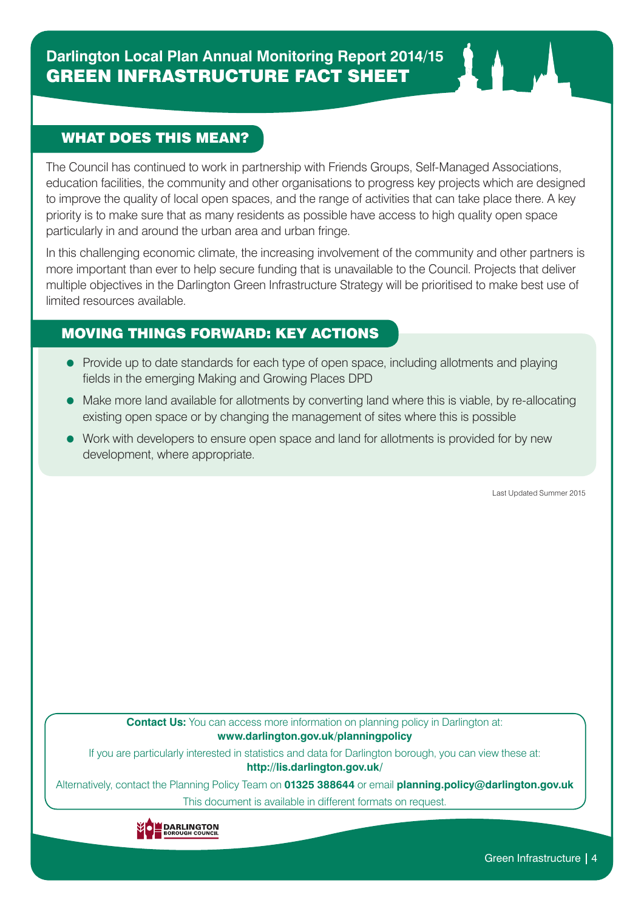# Darlington Local Plan Annual Monitoring Report 2014/15

# GREEN INFRASTRUCTURE FACT SHEET

## WHAT DOES THIS MEAN?

The Council has continued to work in partnership with Friends Groups, Self-Managed Associations, education facilities, the community and other organisations to progress key projects which are designed to improve the quality of local open spaces, and the range of activities that can take place there. A key priority is to make sure that as many residents as possible have access to high quality open space particularly in and around the urban area and urban fringe.

In this challenging economic climate, the increasing involvement of the community and other partners is more important than ever to help secure funding that is unavailable to the Council. Projects that deliver multiple objectives in the Darlington Green Infrastructure Strategy will be prioritised to make best use of limited resources available.

## MOVING THINGS FORWARD: KEY ACTIONS

- Provide up to date standards for each type of open space, including allotments and playing fields in the emerging Making and Growing Places DPD
- Make more land available for allotments by converting land where this is viable, by re-allocating existing open space or by changing the management of sites where this is possible
- Work with developers to ensure open space and land for allotments is provided for by new development, where appropriate.

Last Updated Summer 2015

**Contact Us:** You can access more information on planning policy in Darlington at:
**www.darlington.gov.uk/planningpolicy**

If you are particularly interested in statistics and data for Darlington borough, you can view these at:
**http://lis.darlington.gov.uk/**

Alternatively, contact the Planning Policy Team on **01325 388644** or email **planning.policy@darlington.gov.uk**

This document is available in different formats on request.

DARLINGTON BOROUGH COUNCIL